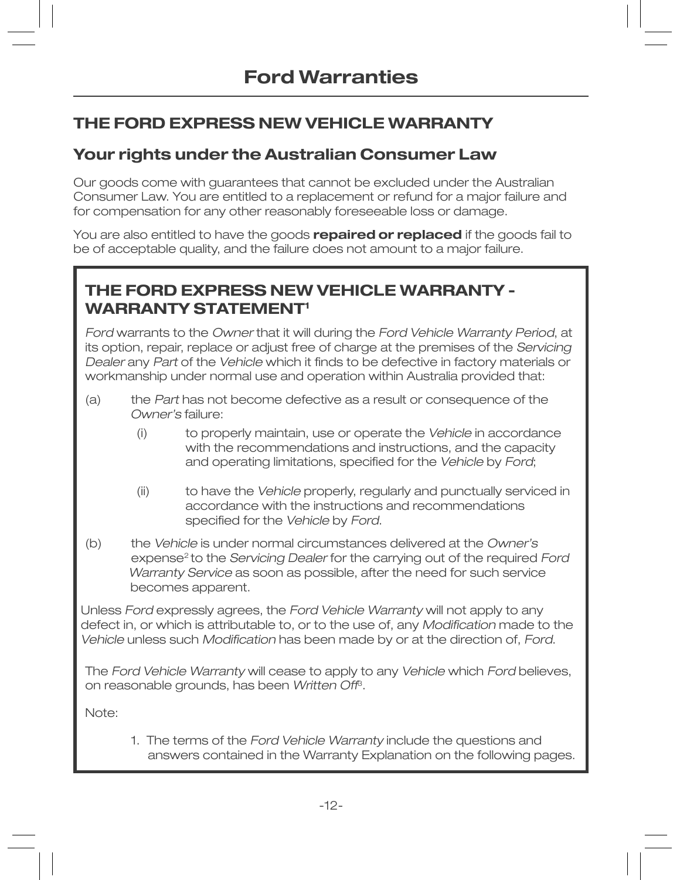# Ford Warranties

## THE FORD EXPRESS NEW VEHICLE WARRANTY

### Your rights under the Australian Consumer Law

Our goods come with guarantees that cannot be excluded under the Australian Consumer Law. You are entitled to a replacement or refund for a major failure and for compensation for any other reasonably foreseeable loss or damage.

You are also entitled to have the goods **repaired or replaced** if the goods fail to be of acceptable quality, and the failure does not amount to a major failure.

### THE FORD EXPRESS NEW VEHICLE WARRANTY - WARRANTY STATEMENT[1]

*Ford* warrants to the *Owner* that it will during the *Ford Vehicle Warranty Period*, at its option, repair, replace or adjust free of charge at the premises of the *Servicing Dealer* any *Part* of the *Vehicle* which it finds to be defective in factory materials or workmanship under normal use and operation within Australia provided that:

(a) the *Part* has not become defective as a result or consequence of the *Owner's* failure:

- (i) to properly maintain, use or operate the *Vehicle* in accordance with the recommendations and instructions, and the capacity and operating limitations, specified for the *Vehicle* by *Ford*;
- (ii) to have the *Vehicle* properly, regularly and punctually serviced in accordance with the instructions and recommendations specified for the *Vehicle* by *Ford*.

(b) the *Vehicle* is under normal circumstances delivered at the *Owner's* expense[2] to the *Servicing Dealer* for the carrying out of the required *Ford Warranty Service* as soon as possible, after the need for such service becomes apparent.

Unless *Ford* expressly agrees, the *Ford Vehicle Warranty* will not apply to any defect in, or which is attributable to, or to the use of, any *Modification* made to the *Vehicle* unless such *Modification* has been made by or at the direction of, *Ford*.

The *Ford Vehicle Warranty* will cease to apply to any *Vehicle* which *Ford* believes, on reasonable grounds, has been *Written Off*[3].

Note:

1. The terms of the *Ford Vehicle Warranty* include the questions and answers contained in the Warranty Explanation on the following pages.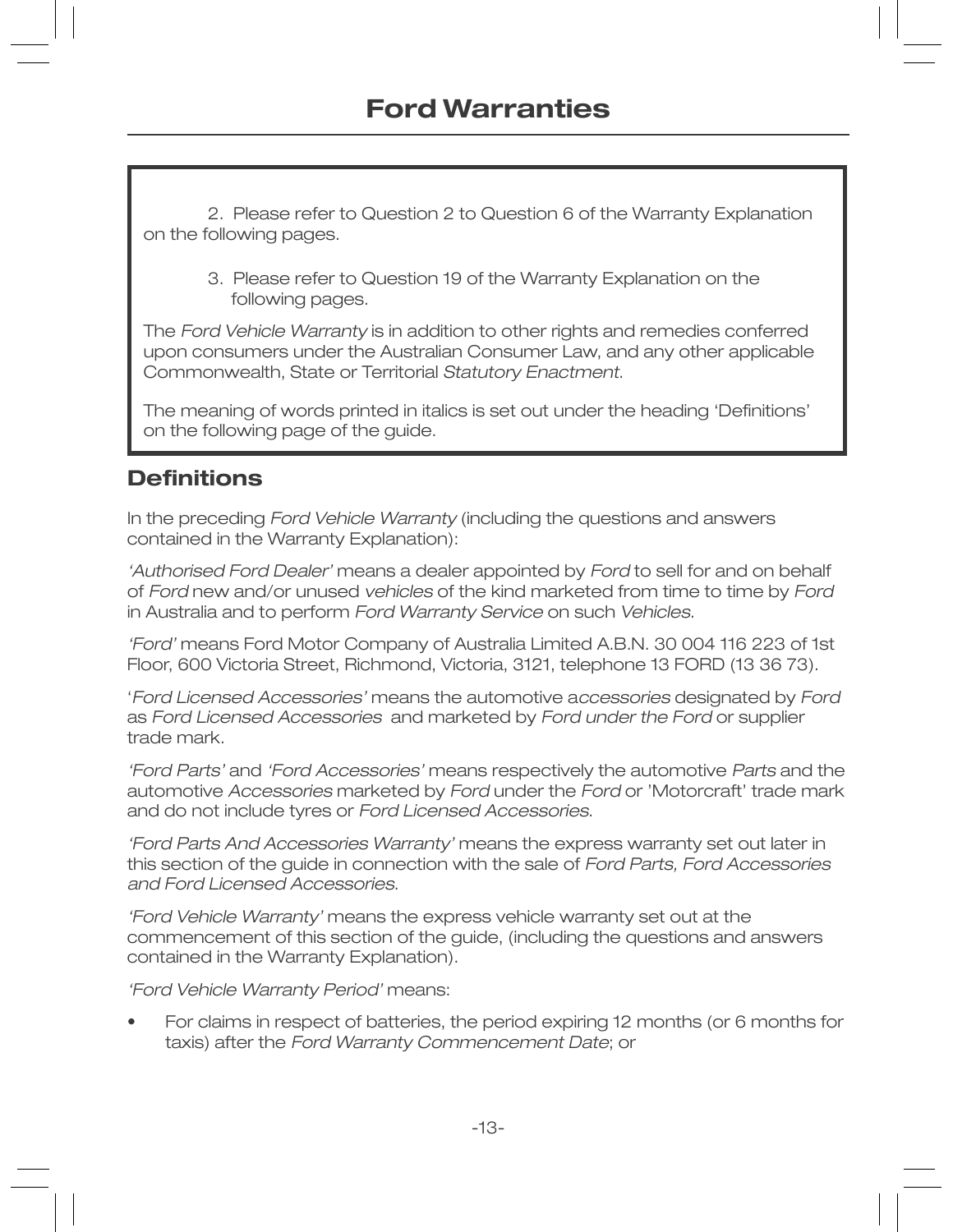2. Please refer to Question 2 to Question 6 of the Warranty Explanation on the following pages.

3. Please refer to Question 19 of the Warranty Explanation on the following pages.

The *Ford Vehicle Warranty* is in addition to other rights and remedies conferred upon consumers under the Australian Consumer Law, and any other applicable Commonwealth, State or Territorial *Statutory Enactment*.

The meaning of words printed in italics is set out under the heading 'Definitions' on the following page of the guide.

## Definitions

In the preceding *Ford Vehicle Warranty* (including the questions and answers contained in the Warranty Explanation):

*'Authorised Ford Dealer'* means a dealer appointed by *Ford* to sell for and on behalf of *Ford* new and/or unused *vehicles* of the kind marketed from time to time by *Ford* in Australia and to perform *Ford Warranty Service* on such *Vehicles*.

*'Ford'* means Ford Motor Company of Australia Limited A.B.N. 30 004 116 223 of 1st Floor, 600 Victoria Street, Richmond, Victoria, 3121, telephone 13 FORD (13 36 73).

'*Ford Licensed Accessories'* means the automotive a*ccessories* designated by *Ford* as *Ford Licensed Accessories* and marketed by *Ford under the Ford* or supplier trade mark.

*'Ford Parts'* and *'Ford Accessories'* means respectively the automotive *Parts* and the automotive *Accessories* marketed by *Ford* under the *Ford* or 'Motorcraft' trade mark and do not include tyres or *Ford Licensed Accessories*.

*'Ford Parts And Accessories Warranty'* means the express warranty set out later in this section of the guide in connection with the sale of *Ford Parts, Ford Accessories and Ford Licensed Accessories*.

*'Ford Vehicle Warranty'* means the express vehicle warranty set out at the commencement of this section of the guide, (including the questions and answers contained in the Warranty Explanation).

*'Ford Vehicle Warranty Period'* means:

- For claims in respect of batteries, the period expiring 12 months (or 6 months for taxis) after the *Ford Warranty Commencement Date*; or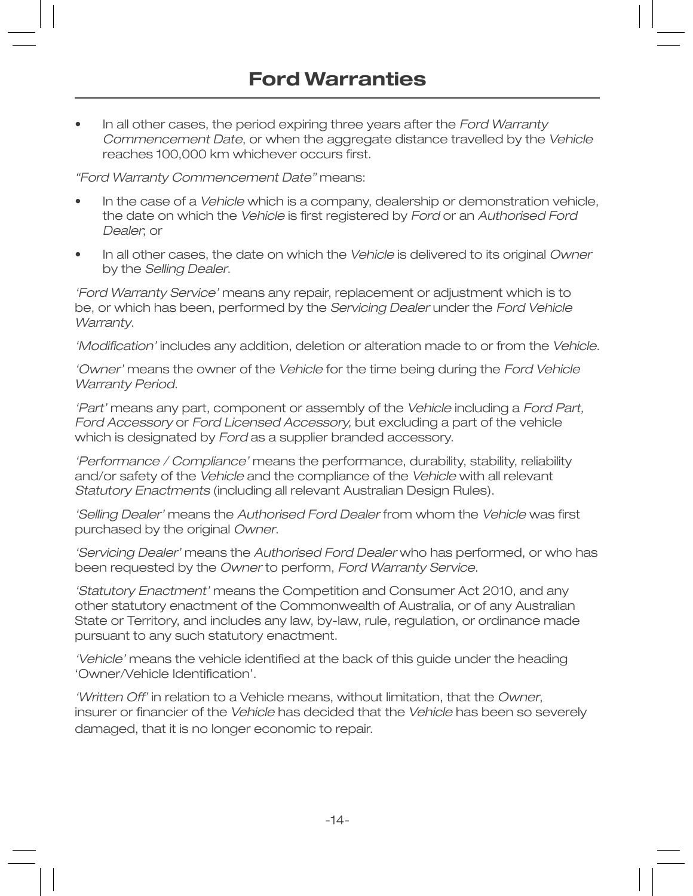# Ford Warranties

- In all other cases, the period expiring three years after the *Ford Warranty Commencement Date*, or when the aggregate distance travelled by the *Vehicle* reaches 100,000 km whichever occurs first.

*"Ford Warranty Commencement Date"* means:

- In the case of a *Vehicle* which is a company, dealership or demonstration vehicle, the date on which the *Vehicle* is first registered by *Ford* or an *Authorised Ford Dealer*; or
- In all other cases, the date on which the *Vehicle* is delivered to its original *Owner* by the *Selling Dealer*.

*'Ford Warranty Service'* means any repair, replacement or adjustment which is to be, or which has been, performed by the *Servicing Dealer* under the *Ford Vehicle Warranty*.

*'Modification'* includes any addition, deletion or alteration made to or from the *Vehicle*.

*'Owner'* means the owner of the *Vehicle* for the time being during the *Ford Vehicle Warranty Period.*

*'Part'* means any part, component or assembly of the *Vehicle* including a *Ford Part, Ford Accessory* or *Ford Licensed Accessory,* but excluding a part of the vehicle which is designated by *Ford* as a supplier branded accessory.

*'Performance / Compliance'* means the performance, durability, stability, reliability and/or safety of the *Vehicle* and the compliance of the *Vehicle* with all relevant *Statutory Enactments* (including all relevant Australian Design Rules).

*'Selling Dealer'* means the *Authorised Ford Dealer* from whom the *Vehicle* was first purchased by the original *Owner*.

*'Servicing Dealer'* means the *Authorised Ford Dealer* who has performed, or who has been requested by the *Owner* to perform, *Ford Warranty Service*.

*'Statutory Enactment'* means the Competition and Consumer Act 2010, and any other statutory enactment of the Commonwealth of Australia, or of any Australian State or Territory, and includes any law, by-law, rule, regulation, or ordinance made pursuant to any such statutory enactment.

*'Vehicle'* means the vehicle identified at the back of this guide under the heading 'Owner/Vehicle Identification'.

*'Written Off'* in relation to a Vehicle means, without limitation, that the *Owner*, insurer or financier of the *Vehicle* has decided that the *Vehicle* has been so severely damaged, that it is no longer economic to repair.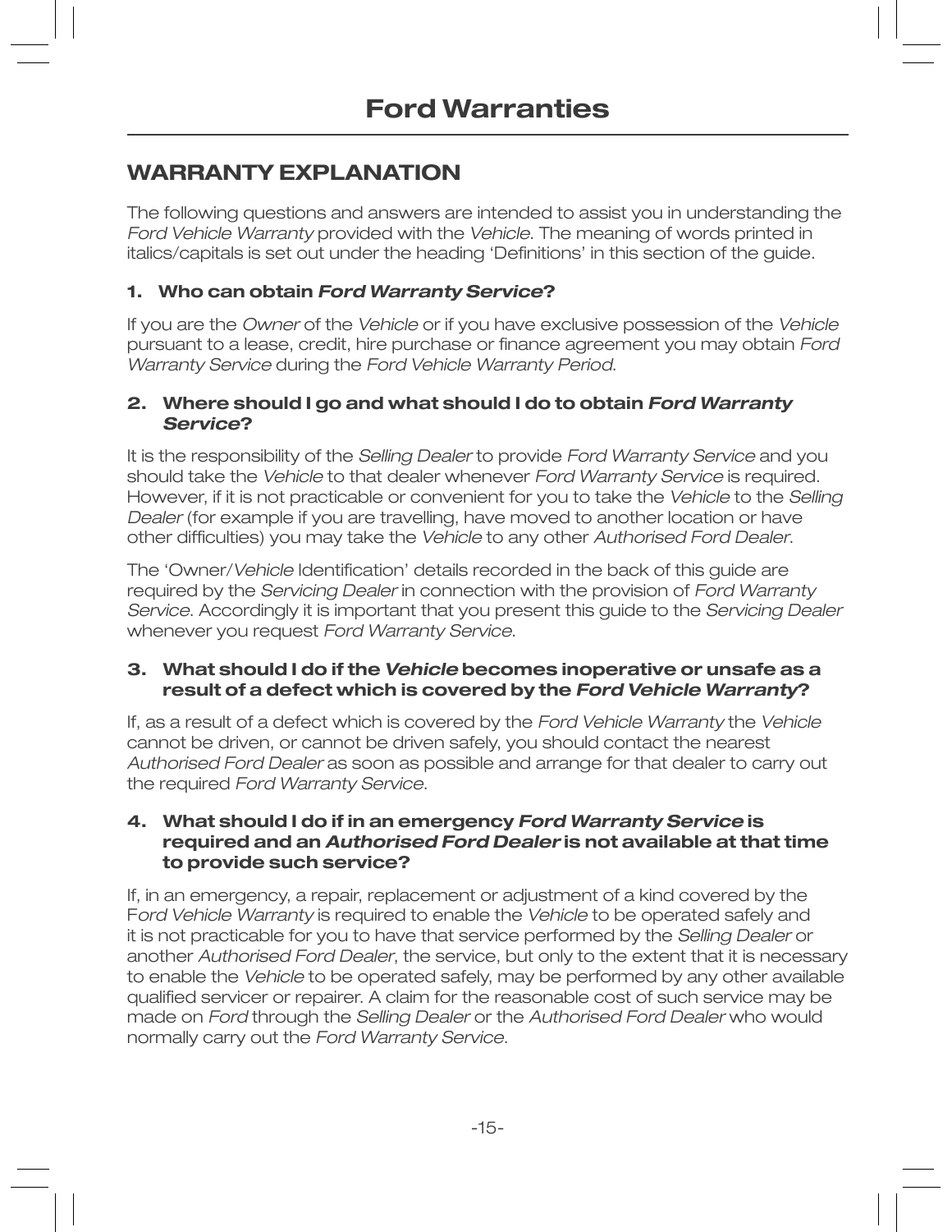# Ford Warranties

## WARRANTY EXPLANATION

The following questions and answers are intended to assist you in understanding the *Ford Vehicle Warranty* provided with the *Vehicle*. The meaning of words printed in italics/capitals is set out under the heading 'Definitions' in this section of the guide.

### 1. Who can obtain *Ford Warranty Service*?

If you are the *Owner* of the *Vehicle* or if you have exclusive possession of the *Vehicle* pursuant to a lease, credit, hire purchase or finance agreement you may obtain *Ford Warranty Service* during the *Ford Vehicle Warranty Period*.

### 2. Where should I go and what should I do to obtain *Ford Warranty Service*?

It is the responsibility of the *Selling Dealer* to provide *Ford Warranty Service* and you should take the *Vehicle* to that dealer whenever *Ford Warranty Service* is required. However, if it is not practicable or convenient for you to take the *Vehicle* to the *Selling Dealer* (for example if you are travelling, have moved to another location or have other difficulties) you may take the *Vehicle* to any other *Authorised Ford Dealer*.

The 'Owner/*Vehicle* Identification' details recorded in the back of this guide are required by the *Servicing Dealer* in connection with the provision of *Ford Warranty Service*. Accordingly it is important that you present this guide to the *Servicing Dealer* whenever you request *Ford Warranty Service*.

### 3. What should I do if the *Vehicle* becomes inoperative or unsafe as a result of a defect which is covered by the *Ford Vehicle Warranty*?

If, as a result of a defect which is covered by the *Ford Vehicle Warranty* the *Vehicle* cannot be driven, or cannot be driven safely, you should contact the nearest *Authorised Ford Dealer* as soon as possible and arrange for that dealer to carry out the required *Ford Warranty Service*.

### 4. What should I do if in an emergency *Ford Warranty Service* is required and an *Authorised Ford Dealer* is not available at that time to provide such service?

If, in an emergency, a repair, replacement or adjustment of a kind covered by the *Ford Vehicle Warranty* is required to enable the *Vehicle* to be operated safely and it is not practicable for you to have that service performed by the *Selling Dealer* or another *Authorised Ford Dealer*, the service, but only to the extent that it is necessary to enable the *Vehicle* to be operated safely, may be performed by any other available qualified servicer or repairer. A claim for the reasonable cost of such service may be made on *Ford* through the *Selling Dealer* or the *Authorised Ford Dealer* who would normally carry out the *Ford Warranty Service*.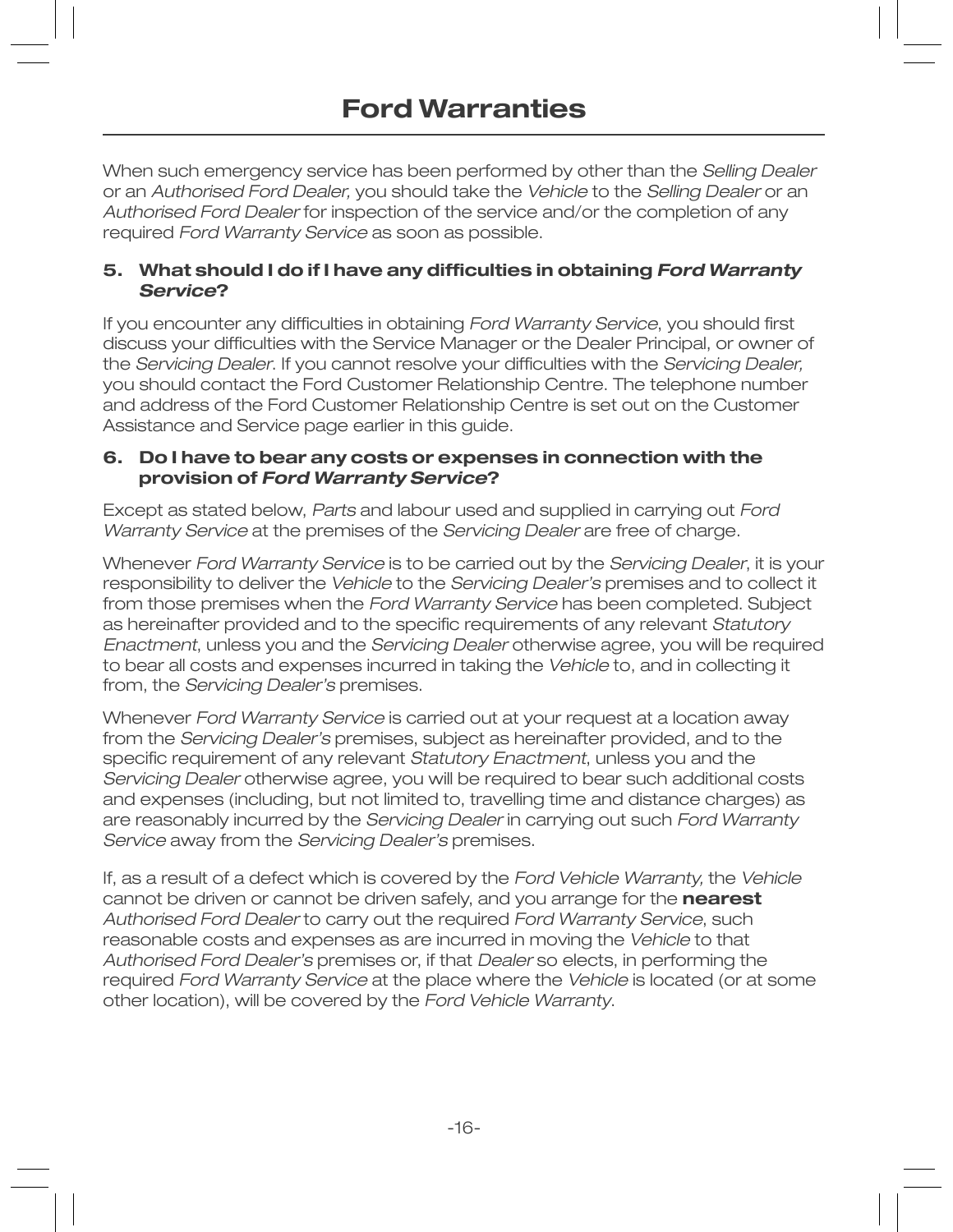# Ford Warranties

When such emergency service has been performed by other than the *Selling Dealer* or an *Authorised Ford Dealer,* you should take the *Vehicle* to the *Selling Dealer* or an *Authorised Ford Dealer* for inspection of the service and/or the completion of any required *Ford Warranty Service* as soon as possible.

### 5. What should I do if I have any difficulties in obtaining *Ford Warranty Service*?

If you encounter any difficulties in obtaining *Ford Warranty Service*, you should first discuss your difficulties with the Service Manager or the Dealer Principal, or owner of the *Servicing Dealer*. If you cannot resolve your difficulties with the *Servicing Dealer,* you should contact the Ford Customer Relationship Centre. The telephone number and address of the Ford Customer Relationship Centre is set out on the Customer Assistance and Service page earlier in this guide.

### 6. Do I have to bear any costs or expenses in connection with the provision of *Ford Warranty Service*?

Except as stated below, *Parts* and labour used and supplied in carrying out *Ford Warranty Service* at the premises of the *Servicing Dealer* are free of charge.

Whenever *Ford Warranty Service* is to be carried out by the *Servicing Dealer*, it is your responsibility to deliver the *Vehicle* to the *Servicing Dealer's* premises and to collect it from those premises when the *Ford Warranty Service* has been completed. Subject as hereinafter provided and to the specific requirements of any relevant *Statutory Enactment*, unless you and the *Servicing Dealer* otherwise agree, you will be required to bear all costs and expenses incurred in taking the *Vehicle* to, and in collecting it from, the *Servicing Dealer's* premises.

Whenever *Ford Warranty Service* is carried out at your request at a location away from the *Servicing Dealer's* premises, subject as hereinafter provided, and to the specific requirement of any relevant *Statutory Enactment*, unless you and the *Servicing Dealer* otherwise agree, you will be required to bear such additional costs and expenses (including, but not limited to, travelling time and distance charges) as are reasonably incurred by the *Servicing Dealer* in carrying out such *Ford Warranty Service* away from the *Servicing Dealer's* premises.

If, as a result of a defect which is covered by the *Ford Vehicle Warranty,* the *Vehicle* cannot be driven or cannot be driven safely, and you arrange for the **nearest** *Authorised Ford Dealer* to carry out the required *Ford Warranty Service*, such reasonable costs and expenses as are incurred in moving the *Vehicle* to that *Authorised Ford Dealer's* premises or, if that *Dealer* so elects, in performing the required *Ford Warranty Service* at the place where the *Vehicle* is located (or at some other location), will be covered by the *Ford Vehicle Warranty*.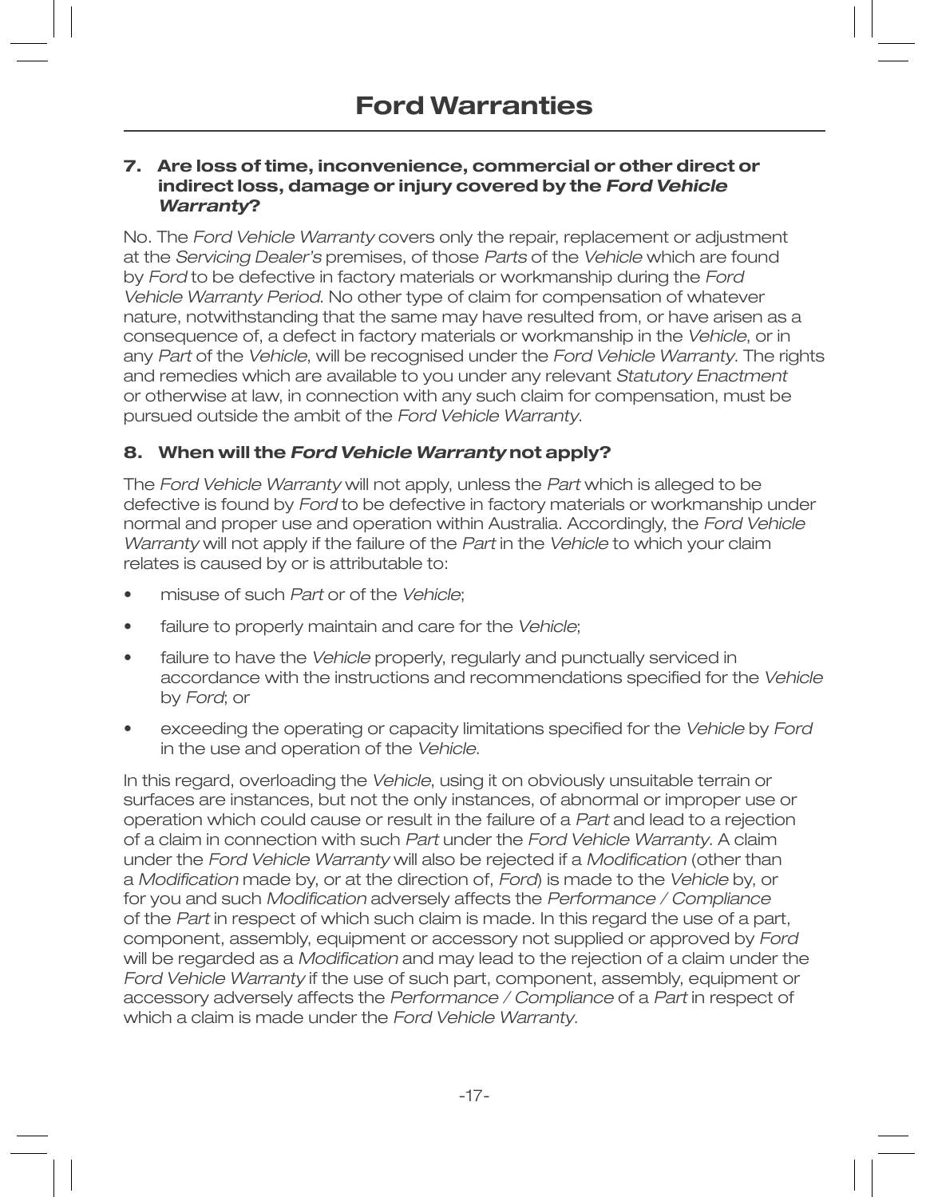# Ford Warranties

### 7. Are loss of time, inconvenience, commercial or other direct or indirect loss, damage or injury covered by the *Ford Vehicle Warranty*?

No. The *Ford Vehicle Warranty* covers only the repair, replacement or adjustment at the *Servicing Dealer's* premises, of those *Parts* of the *Vehicle* which are found by *Ford* to be defective in factory materials or workmanship during the *Ford Vehicle Warranty Period*. No other type of claim for compensation of whatever nature, notwithstanding that the same may have resulted from, or have arisen as a consequence of, a defect in factory materials or workmanship in the *Vehicle*, or in any *Part* of the *Vehicle*, will be recognised under the *Ford Vehicle Warranty*. The rights and remedies which are available to you under any relevant *Statutory Enactment* or otherwise at law, in connection with any such claim for compensation, must be pursued outside the ambit of the *Ford Vehicle Warranty*.

### 8. When will the *Ford Vehicle Warranty* not apply?

The *Ford Vehicle Warranty* will not apply, unless the *Part* which is alleged to be defective is found by *Ford* to be defective in factory materials or workmanship under normal and proper use and operation within Australia. Accordingly, the *Ford Vehicle Warranty* will not apply if the failure of the *Part* in the *Vehicle* to which your claim relates is caused by or is attributable to:

- misuse of such *Part* or of the *Vehicle*;
- failure to properly maintain and care for the *Vehicle*;
- failure to have the *Vehicle* properly, regularly and punctually serviced in accordance with the instructions and recommendations specified for the *Vehicle* by *Ford*; or
- exceeding the operating or capacity limitations specified for the *Vehicle* by *Ford* in the use and operation of the *Vehicle*.

In this regard, overloading the *Vehicle*, using it on obviously unsuitable terrain or surfaces are instances, but not the only instances, of abnormal or improper use or operation which could cause or result in the failure of a *Part* and lead to a rejection of a claim in connection with such *Part* under the *Ford Vehicle Warranty*. A claim under the *Ford Vehicle Warranty* will also be rejected if a *Modification* (other than a *Modification* made by, or at the direction of, *Ford*) is made to the *Vehicle* by, or for you and such *Modification* adversely affects the *Performance / Compliance* of the *Part* in respect of which such claim is made. In this regard the use of a part, component, assembly, equipment or accessory not supplied or approved by *Ford* will be regarded as a *Modification* and may lead to the rejection of a claim under the *Ford Vehicle Warranty* if the use of such part, component, assembly, equipment or accessory adversely affects the *Performance / Compliance* of a *Part* in respect of which a claim is made under the *Ford Vehicle Warranty*.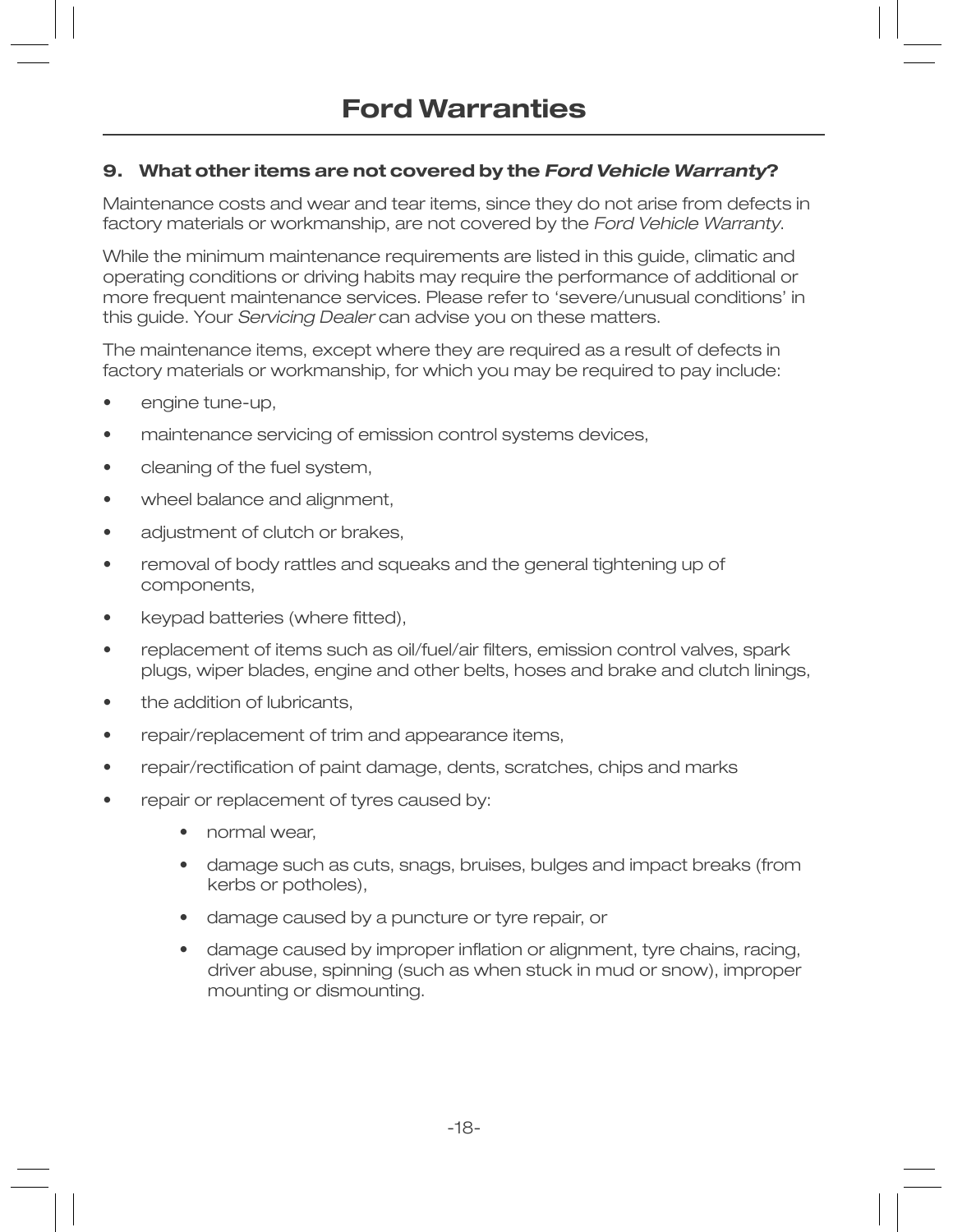# Ford Warranties

### 9. What other items are not covered by the *Ford Vehicle Warranty*?

Maintenance costs and wear and tear items, since they do not arise from defects in factory materials or workmanship, are not covered by the *Ford Vehicle Warranty*.

While the minimum maintenance requirements are listed in this guide, climatic and operating conditions or driving habits may require the performance of additional or more frequent maintenance services. Please refer to 'severe/unusual conditions' in this guide. Your *Servicing Dealer* can advise you on these matters.

The maintenance items, except where they are required as a result of defects in factory materials or workmanship, for which you may be required to pay include:

- engine tune-up,
- maintenance servicing of emission control systems devices,
- cleaning of the fuel system,
- wheel balance and alignment,
- adjustment of clutch or brakes,
- removal of body rattles and squeaks and the general tightening up of components,
- keypad batteries (where fitted),
- replacement of items such as oil/fuel/air filters, emission control valves, spark plugs, wiper blades, engine and other belts, hoses and brake and clutch linings,
- the addition of lubricants,
- repair/replacement of trim and appearance items,
- repair/rectification of paint damage, dents, scratches, chips and marks
- repair or replacement of tyres caused by:
    - normal wear,
    - damage such as cuts, snags, bruises, bulges and impact breaks (from kerbs or potholes),
    - damage caused by a puncture or tyre repair, or
    - damage caused by improper inflation or alignment, tyre chains, racing, driver abuse, spinning (such as when stuck in mud or snow), improper mounting or dismounting.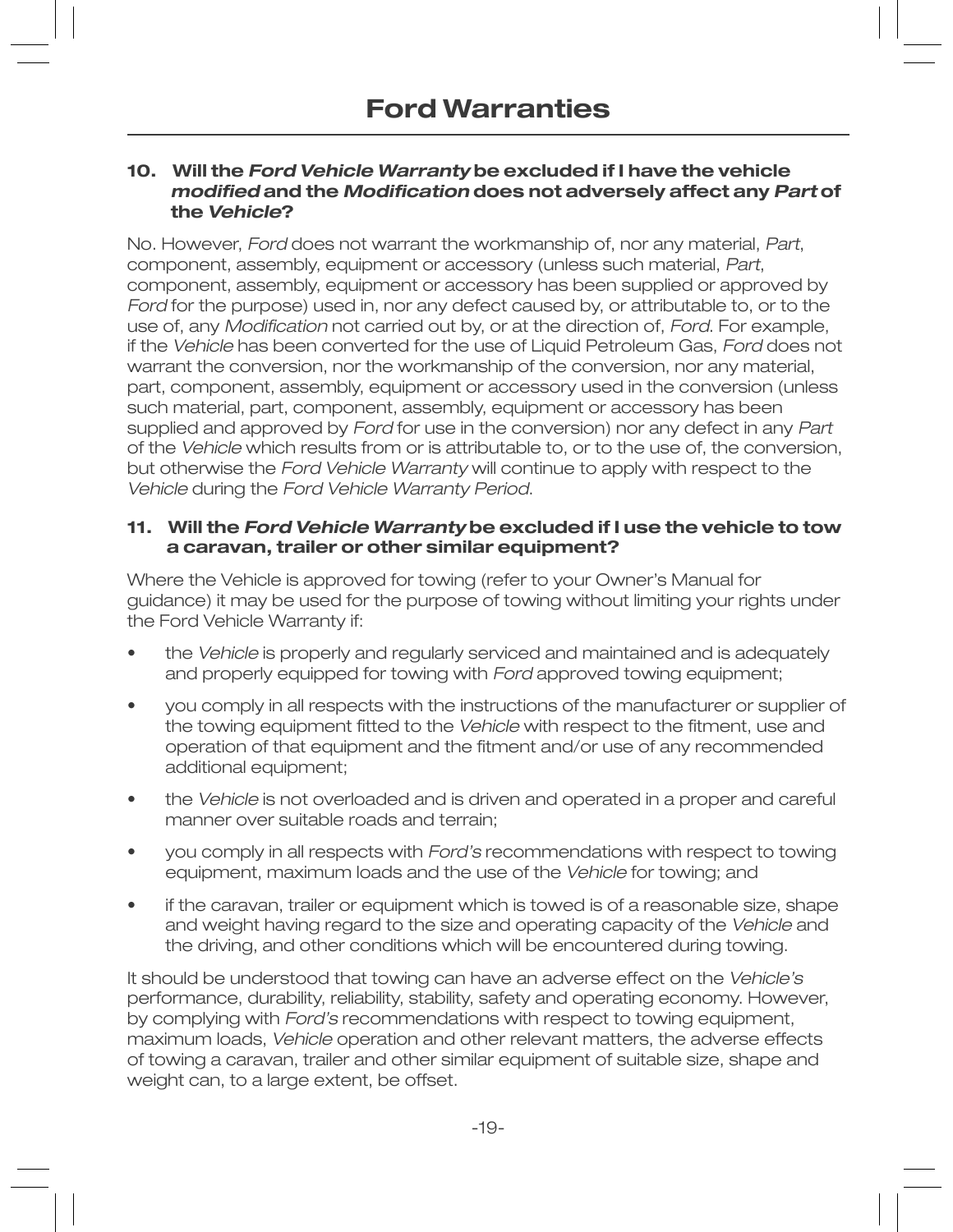# Ford Warranties

### 10. Will the *Ford Vehicle Warranty* be excluded if I have the vehicle *modified* and the *Modification* does not adversely affect any *Part* of the *Vehicle*?

No. However, *Ford* does not warrant the workmanship of, nor any material, *Part*, component, assembly, equipment or accessory (unless such material, *Part*, component, assembly, equipment or accessory has been supplied or approved by *Ford* for the purpose) used in, nor any defect caused by, or attributable to, or to the use of, any *Modification* not carried out by, or at the direction of, *Ford*. For example, if the *Vehicle* has been converted for the use of Liquid Petroleum Gas, *Ford* does not warrant the conversion, nor the workmanship of the conversion, nor any material, part, component, assembly, equipment or accessory used in the conversion (unless such material, part, component, assembly, equipment or accessory has been supplied and approved by *Ford* for use in the conversion) nor any defect in any *Part* of the *Vehicle* which results from or is attributable to, or to the use of, the conversion, but otherwise the *Ford Vehicle Warranty* will continue to apply with respect to the *Vehicle* during the *Ford Vehicle Warranty Period*.

### 11. Will the *Ford Vehicle Warranty* be excluded if I use the vehicle to tow a caravan, trailer or other similar equipment?

Where the Vehicle is approved for towing (refer to your Owner's Manual for guidance) it may be used for the purpose of towing without limiting your rights under the Ford Vehicle Warranty if:

- the *Vehicle* is properly and regularly serviced and maintained and is adequately and properly equipped for towing with *Ford* approved towing equipment;
- you comply in all respects with the instructions of the manufacturer or supplier of the towing equipment fitted to the *Vehicle* with respect to the fitment, use and operation of that equipment and the fitment and/or use of any recommended additional equipment;
- the *Vehicle* is not overloaded and is driven and operated in a proper and careful manner over suitable roads and terrain;
- you comply in all respects with *Ford's* recommendations with respect to towing equipment, maximum loads and the use of the *Vehicle* for towing; and
- if the caravan, trailer or equipment which is towed is of a reasonable size, shape and weight having regard to the size and operating capacity of the *Vehicle* and the driving, and other conditions which will be encountered during towing.

It should be understood that towing can have an adverse effect on the *Vehicle's* performance, durability, reliability, stability, safety and operating economy. However, by complying with *Ford's* recommendations with respect to towing equipment, maximum loads, *Vehicle* operation and other relevant matters, the adverse effects of towing a caravan, trailer and other similar equipment of suitable size, shape and weight can, to a large extent, be offset.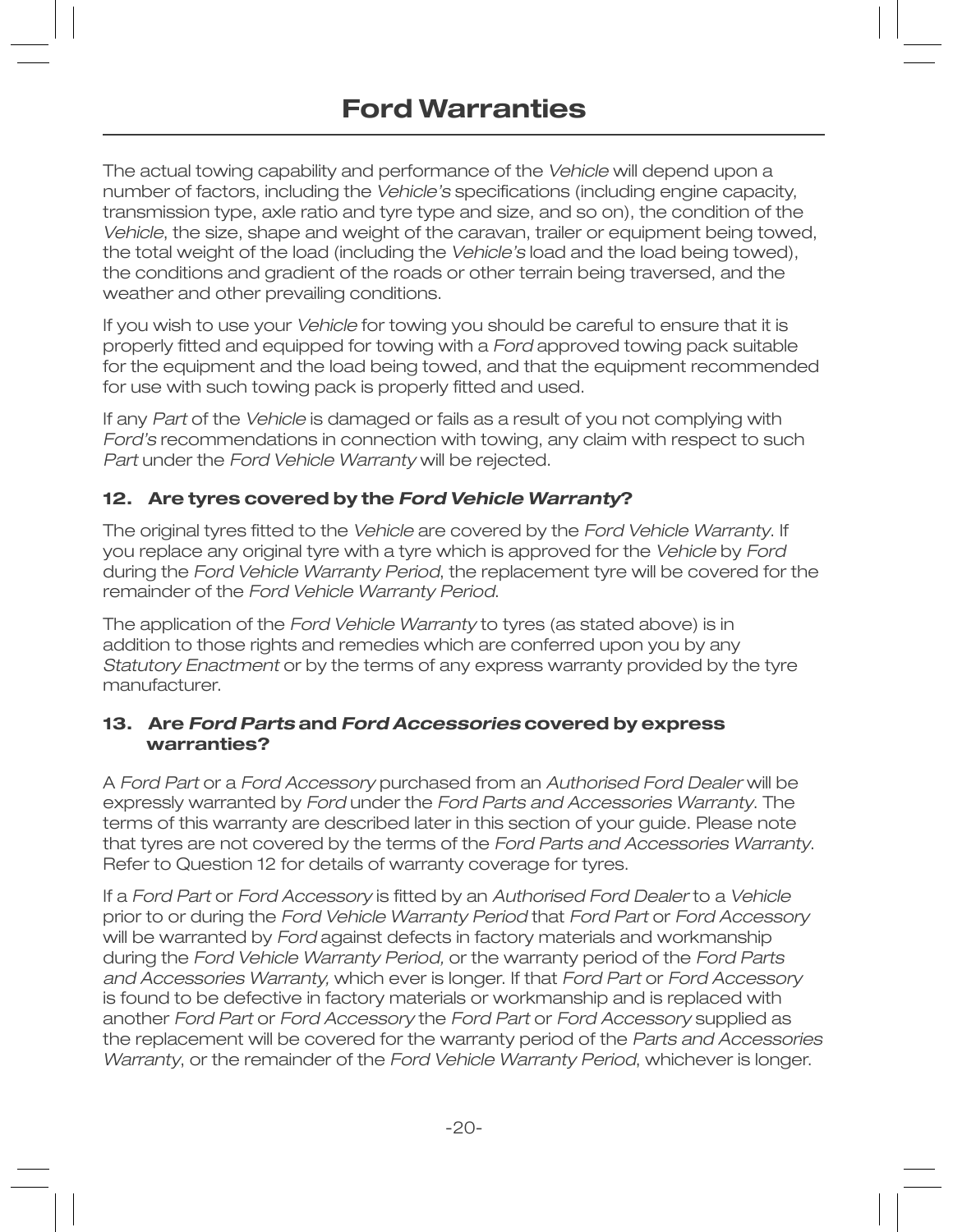The actual towing capability and performance of the *Vehicle* will depend upon a number of factors, including the *Vehicle's* specifications (including engine capacity, transmission type, axle ratio and tyre type and size, and so on), the condition of the *Vehicle*, the size, shape and weight of the caravan, trailer or equipment being towed, the total weight of the load (including the *Vehicle's* load and the load being towed), the conditions and gradient of the roads or other terrain being traversed, and the weather and other prevailing conditions.

If you wish to use your *Vehicle* for towing you should be careful to ensure that it is properly fitted and equipped for towing with a *Ford* approved towing pack suitable for the equipment and the load being towed, and that the equipment recommended for use with such towing pack is properly fitted and used.

If any *Part* of the *Vehicle* is damaged or fails as a result of you not complying with *Ford's* recommendations in connection with towing, any claim with respect to such *Part* under the *Ford Vehicle Warranty* will be rejected.

### 12. Are tyres covered by the *Ford Vehicle Warranty*?

The original tyres fitted to the *Vehicle* are covered by the *Ford Vehicle Warranty*. If you replace any original tyre with a tyre which is approved for the *Vehicle* by *Ford* during the *Ford Vehicle Warranty Period*, the replacement tyre will be covered for the remainder of the *Ford Vehicle Warranty Period*.

The application of the *Ford Vehicle Warranty* to tyres (as stated above) is in addition to those rights and remedies which are conferred upon you by any *Statutory Enactment* or by the terms of any express warranty provided by the tyre manufacturer.

### 13. Are *Ford Parts* and *Ford Accessories* covered by express warranties?

A *Ford Part* or a *Ford Accessory* purchased from an *Authorised Ford Dealer* will be expressly warranted by *Ford* under the *Ford Parts and Accessories Warranty*. The terms of this warranty are described later in this section of your guide. Please note that tyres are not covered by the terms of the *Ford Parts and Accessories Warranty*. Refer to Question 12 for details of warranty coverage for tyres.

If a *Ford Part* or *Ford Accessory* is fitted by an *Authorised Ford Dealer* to a *Vehicle* prior to or during the *Ford Vehicle Warranty Period* that *Ford Part* or *Ford Accessory* will be warranted by *Ford* against defects in factory materials and workmanship during the *Ford Vehicle Warranty Period,* or the warranty period of the *Ford Parts and Accessories Warranty,* which ever is longer. If that *Ford Part* or *Ford Accessory* is found to be defective in factory materials or workmanship and is replaced with another *Ford Part* or *Ford Accessory* the *Ford Part* or *Ford Accessory* supplied as the replacement will be covered for the warranty period of the *Parts and Accessories Warranty*, or the remainder of the *Ford Vehicle Warranty Period*, whichever is longer.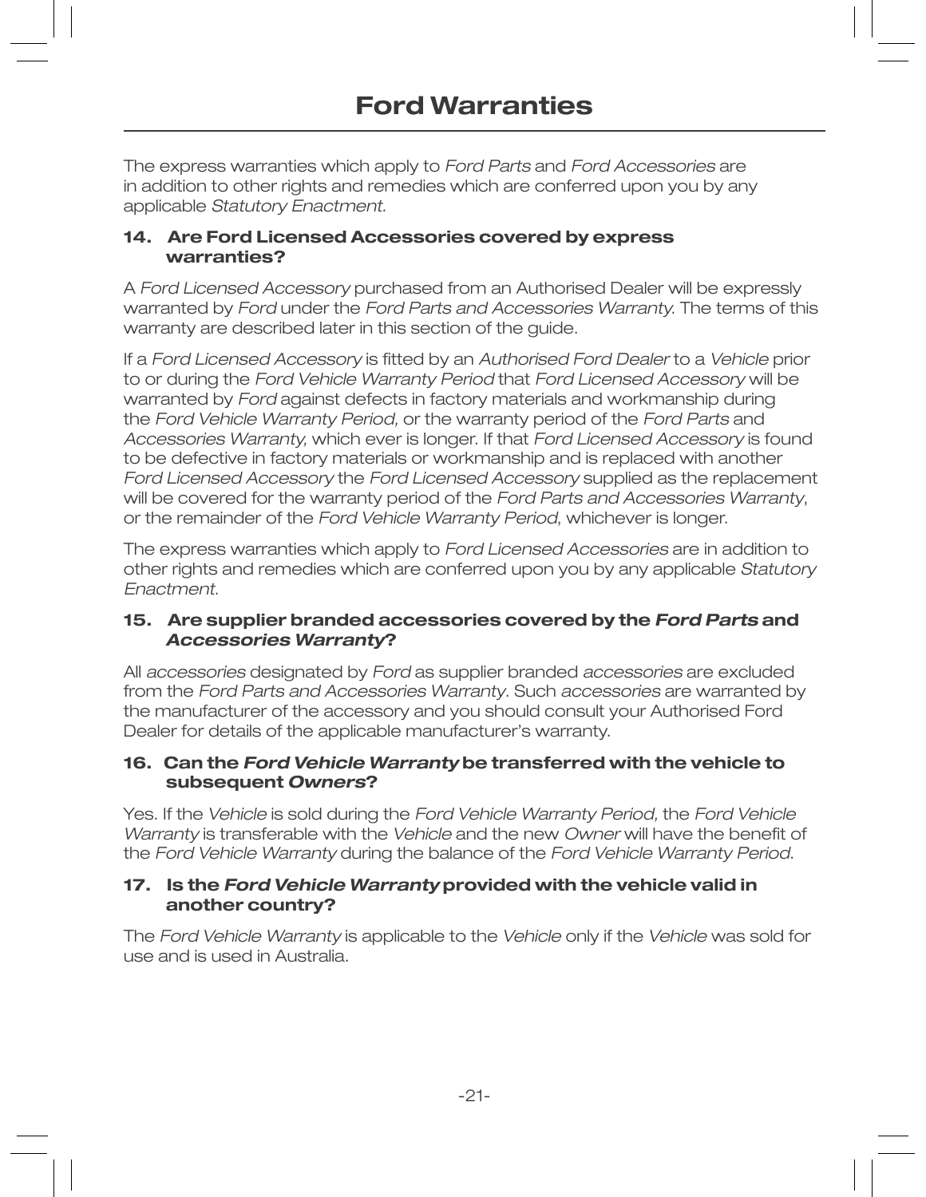# Ford Warranties

The express warranties which apply to *Ford Parts* and *Ford Accessories* are in addition to other rights and remedies which are conferred upon you by any applicable *Statutory Enactment*.

### 14. Are Ford Licensed Accessories covered by express warranties?

A *Ford Licensed Accessory* purchased from an Authorised Dealer will be expressly warranted by *Ford* under the *Ford Parts and Accessories Warranty.* The terms of this warranty are described later in this section of the guide.

If a *Ford Licensed Accessory* is fitted by an *Authorised Ford Dealer* to a *Vehicle* prior to or during the *Ford Vehicle Warranty Period* that *Ford Licensed Accessory* will be warranted by *Ford* against defects in factory materials and workmanship during the *Ford Vehicle Warranty Period,* or the warranty period of the *Ford Parts* and *Accessories Warranty,* which ever is longer. If that *Ford Licensed Accessory* is found to be defective in factory materials or workmanship and is replaced with another *Ford Licensed Accessory* the *Ford Licensed Accessory* supplied as the replacement will be covered for the warranty period of the *Ford Parts and Accessories Warranty*, or the remainder of the *Ford Vehicle Warranty Period*, whichever is longer.

The express warranties which apply to *Ford Licensed Accessories* are in addition to other rights and remedies which are conferred upon you by any applicable *Statutory Enactment*.

### 15. Are supplier branded accessories covered by the *Ford Parts* and *Accessories Warranty*?

All *accessories* designated by *Ford* as supplier branded *accessories* are excluded from the *Ford Parts and Accessories Warranty*. Such *accessories* are warranted by the manufacturer of the accessory and you should consult your Authorised Ford Dealer for details of the applicable manufacturer's warranty.

### 16. Can the *Ford Vehicle Warranty* be transferred with the vehicle to subsequent *Owners*?

Yes. If the *Vehicle* is sold during the *Ford Vehicle Warranty Period,* the *Ford Vehicle Warranty* is transferable with the *Vehicle* and the new *Owner* will have the benefit of the *Ford Vehicle Warranty* during the balance of the *Ford Vehicle Warranty Period*.

### 17. Is the *Ford Vehicle Warranty* provided with the vehicle valid in another country?

The *Ford Vehicle Warranty* is applicable to the *Vehicle* only if the *Vehicle* was sold for use and is used in Australia.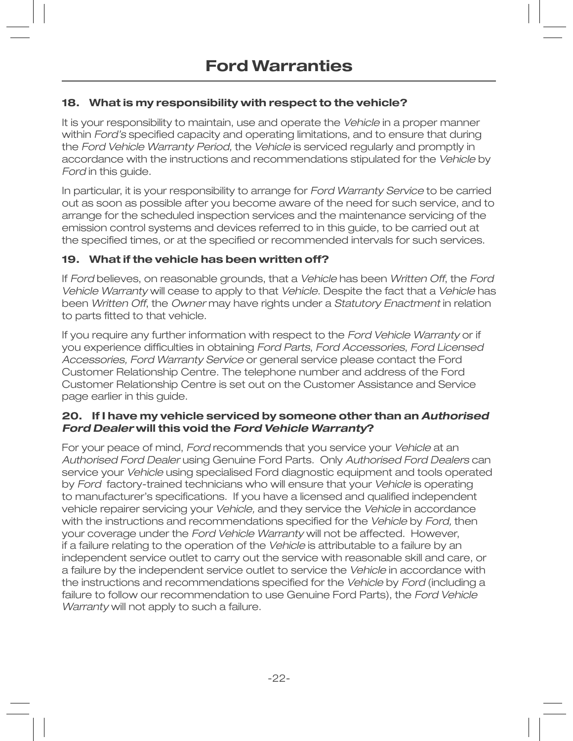# Ford Warranties

### 18. What is my responsibility with respect to the vehicle?

It is your responsibility to maintain, use and operate the *Vehicle* in a proper manner within *Ford's* specified capacity and operating limitations, and to ensure that during the *Ford Vehicle Warranty Period,* the *Vehicle* is serviced regularly and promptly in accordance with the instructions and recommendations stipulated for the *Vehicle* by *Ford* in this guide.

In particular, it is your responsibility to arrange for *Ford Warranty Service* to be carried out as soon as possible after you become aware of the need for such service, and to arrange for the scheduled inspection services and the maintenance servicing of the emission control systems and devices referred to in this guide, to be carried out at the specified times, or at the specified or recommended intervals for such services.

### 19. What if the vehicle has been written off?

If *Ford* believes, on reasonable grounds, that a *Vehicle* has been *Written Off*, the *Ford Vehicle Warranty* will cease to apply to that *Vehicle*. Despite the fact that a *Vehicle* has been *Written Off*, the *Owner* may have rights under a *Statutory Enactment* in relation to parts fitted to that vehicle.

If you require any further information with respect to the *Ford Vehicle Warranty* or if you experience difficulties in obtaining *Ford Parts*, *Ford Accessories*, *Ford Licensed Accessories, Ford Warranty Service* or general service please contact the Ford Customer Relationship Centre. The telephone number and address of the Ford Customer Relationship Centre is set out on the Customer Assistance and Service page earlier in this guide.

### 20. If I have my vehicle serviced by someone other than an *Authorised Ford Dealer* will this void the *Ford Vehicle Warranty*?

For your peace of mind, *Ford* recommends that you service your *Vehicle* at an *Authorised Ford Dealer* using Genuine Ford Parts. Only *Authorised Ford Dealers* can service your *Vehicle* using specialised Ford diagnostic equipment and tools operated by *Ford* factory-trained technicians who will ensure that your *Vehicle* is operating to manufacturer's specifications. If you have a licensed and qualified independent vehicle repairer servicing your *Vehicle,* and they service the *Vehicle* in accordance with the instructions and recommendations specified for the *Vehicle* by *Ford,* then your coverage under the *Ford Vehicle Warranty* will not be affected. However, if a failure relating to the operation of the *Vehicle* is attributable to a failure by an independent service outlet to carry out the service with reasonable skill and care, or a failure by the independent service outlet to service the *Vehicle* in accordance with the instructions and recommendations specified for the *Vehicle* by *Ford* (including a failure to follow our recommendation to use Genuine Ford Parts), the *Ford Vehicle Warranty* will not apply to such a failure.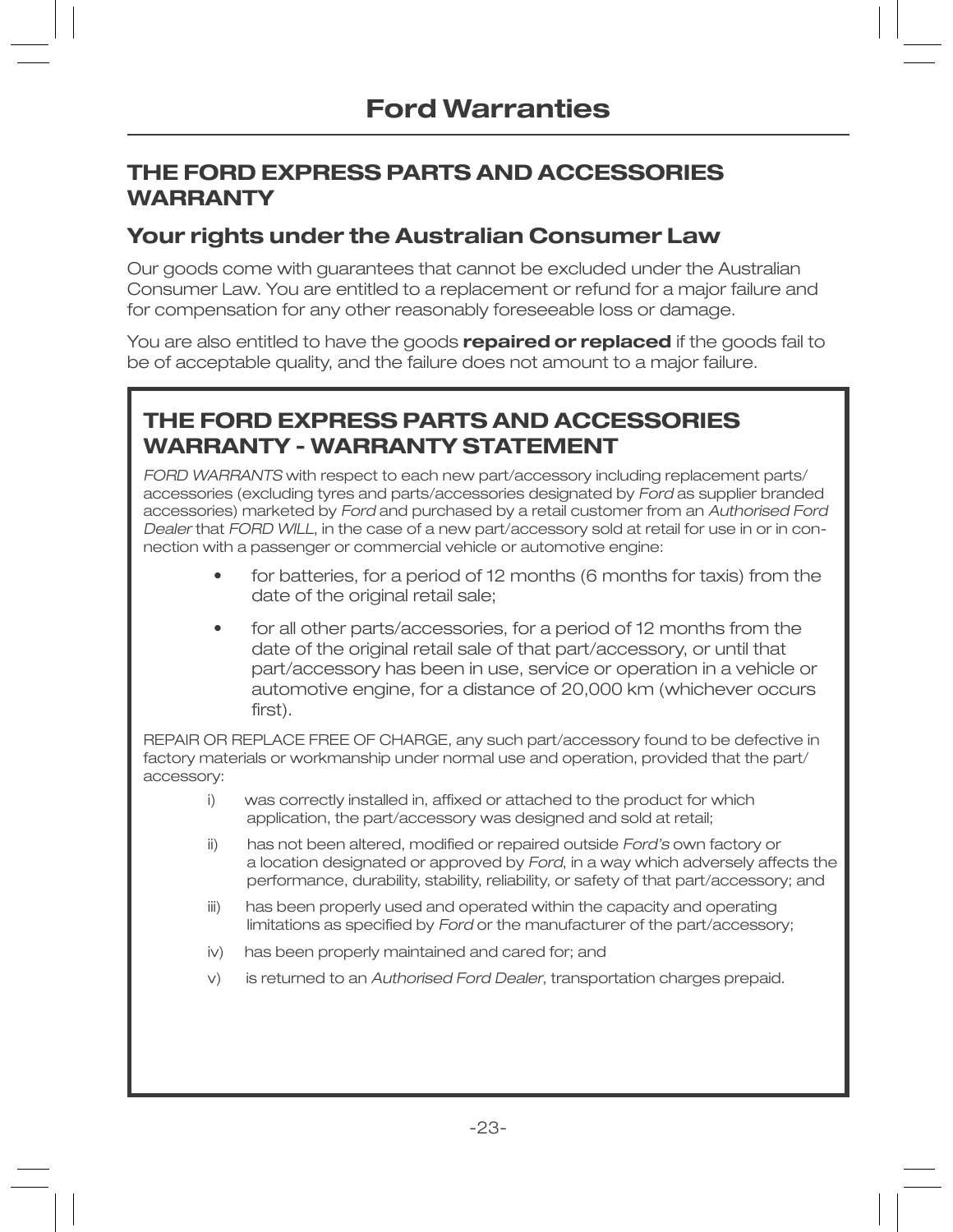# Ford Warranties

## THE FORD EXPRESS PARTS AND ACCESSORIES WARRANTY

### Your rights under the Australian Consumer Law

Our goods come with guarantees that cannot be excluded under the Australian Consumer Law. You are entitled to a replacement or refund for a major failure and for compensation for any other reasonably foreseeable loss or damage.

You are also entitled to have the goods **repaired or replaced** if the goods fail to be of acceptable quality, and the failure does not amount to a major failure.

## THE FORD EXPRESS PARTS AND ACCESSORIES WARRANTY - WARRANTY STATEMENT

*FORD WARRANTS* with respect to each new part/accessory including replacement parts/accessories (excluding tyres and parts/accessories designated by *Ford* as supplier branded accessories) marketed by *Ford* and purchased by a retail customer from an *Authorised Ford Dealer* that *FORD WILL*, in the case of a new part/accessory sold at retail for use in or in connection with a passenger or commercial vehicle or automotive engine:

- for batteries, for a period of 12 months (6 months for taxis) from the date of the original retail sale;
- for all other parts/accessories, for a period of 12 months from the date of the original retail sale of that part/accessory, or until that part/accessory has been in use, service or operation in a vehicle or automotive engine, for a distance of 20,000 km (whichever occurs first).

REPAIR OR REPLACE FREE OF CHARGE, any such part/accessory found to be defective in factory materials or workmanship under normal use and operation, provided that the part/accessory:

i) was correctly installed in, affixed or attached to the product for which application, the part/accessory was designed and sold at retail;

ii) has not been altered, modified or repaired outside *Ford's* own factory or a location designated or approved by *Ford*, in a way which adversely affects the performance, durability, stability, reliability, or safety of that part/accessory; and

iii) has been properly used and operated within the capacity and operating limitations as specified by *Ford* or the manufacturer of the part/accessory;

iv) has been properly maintained and cared for; and

v) is returned to an *Authorised Ford Dealer*, transportation charges prepaid.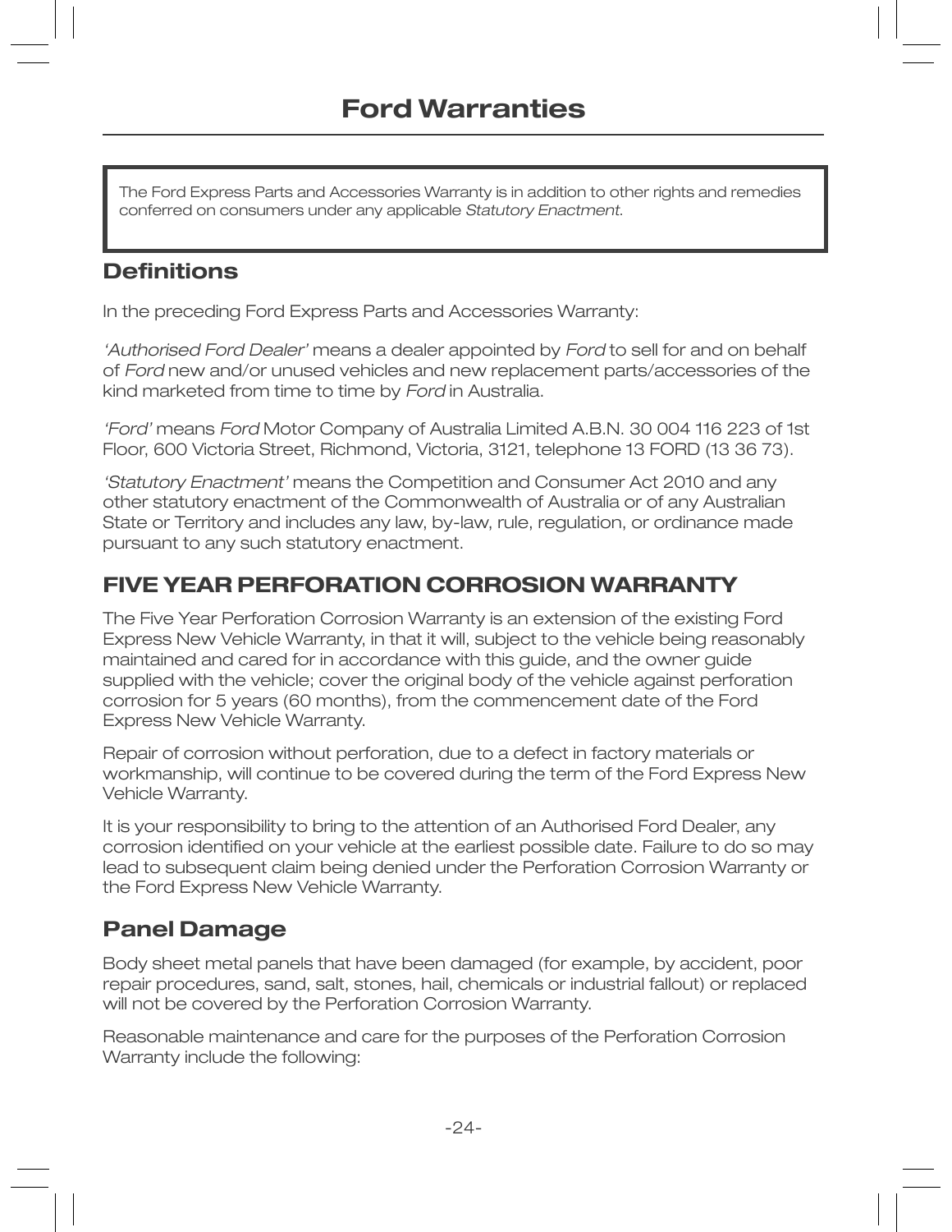# Ford Warranties

The Ford Express Parts and Accessories Warranty is in addition to other rights and remedies conferred on consumers under any applicable *Statutory Enactment*.

## Definitions

In the preceding Ford Express Parts and Accessories Warranty:

*'Authorised Ford Dealer'* means a dealer appointed by *Ford* to sell for and on behalf of *Ford* new and/or unused vehicles and new replacement parts/accessories of the kind marketed from time to time by *Ford* in Australia.

*'Ford'* means *Ford* Motor Company of Australia Limited A.B.N. 30 004 116 223 of 1st Floor, 600 Victoria Street, Richmond, Victoria, 3121, telephone 13 FORD (13 36 73).

*'Statutory Enactment'* means the Competition and Consumer Act 2010 and any other statutory enactment of the Commonwealth of Australia or of any Australian State or Territory and includes any law, by-law, rule, regulation, or ordinance made pursuant to any such statutory enactment.

## FIVE YEAR PERFORATION CORROSION WARRANTY

The Five Year Perforation Corrosion Warranty is an extension of the existing Ford Express New Vehicle Warranty, in that it will, subject to the vehicle being reasonably maintained and cared for in accordance with this guide, and the owner guide supplied with the vehicle; cover the original body of the vehicle against perforation corrosion for 5 years (60 months), from the commencement date of the Ford Express New Vehicle Warranty.

Repair of corrosion without perforation, due to a defect in factory materials or workmanship, will continue to be covered during the term of the Ford Express New Vehicle Warranty.

It is your responsibility to bring to the attention of an Authorised Ford Dealer, any corrosion identified on your vehicle at the earliest possible date. Failure to do so may lead to subsequent claim being denied under the Perforation Corrosion Warranty or the Ford Express New Vehicle Warranty.

## Panel Damage

Body sheet metal panels that have been damaged (for example, by accident, poor repair procedures, sand, salt, stones, hail, chemicals or industrial fallout) or replaced will not be covered by the Perforation Corrosion Warranty.

Reasonable maintenance and care for the purposes of the Perforation Corrosion Warranty include the following: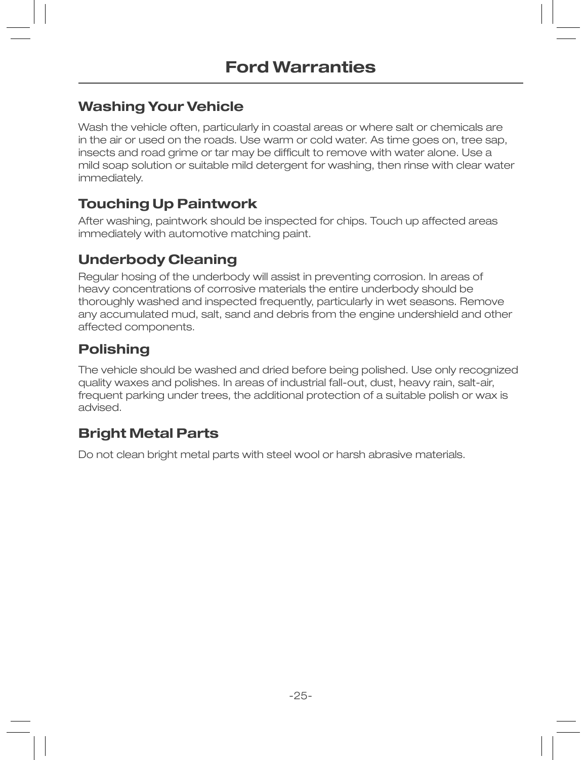## Washing Your Vehicle

Wash the vehicle often, particularly in coastal areas or where salt or chemicals are in the air or used on the roads. Use warm or cold water. As time goes on, tree sap, insects and road grime or tar may be difficult to remove with water alone. Use a mild soap solution or suitable mild detergent for washing, then rinse with clear water immediately.

## Touching Up Paintwork

After washing, paintwork should be inspected for chips. Touch up affected areas immediately with automotive matching paint.

## Underbody Cleaning

Regular hosing of the underbody will assist in preventing corrosion. In areas of heavy concentrations of corrosive materials the entire underbody should be thoroughly washed and inspected frequently, particularly in wet seasons. Remove any accumulated mud, salt, sand and debris from the engine undershield and other affected components.

## Polishing

The vehicle should be washed and dried before being polished. Use only recognized quality waxes and polishes. In areas of industrial fall-out, dust, heavy rain, salt-air, frequent parking under trees, the additional protection of a suitable polish or wax is advised.

## Bright Metal Parts

Do not clean bright metal parts with steel wool or harsh abrasive materials.